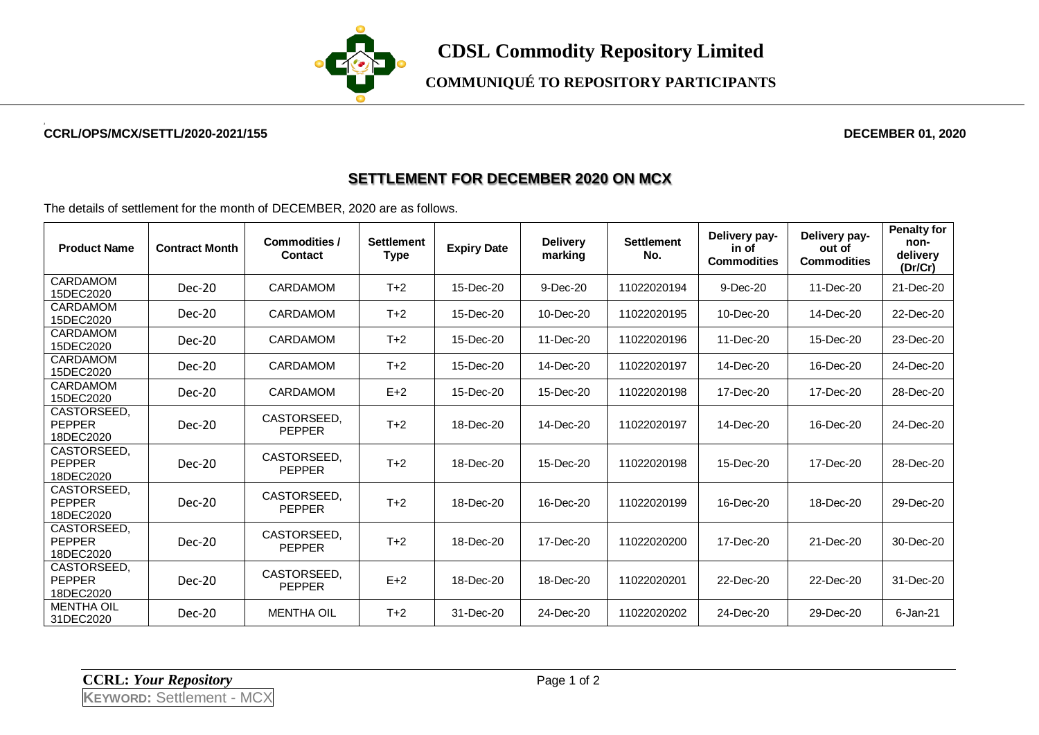# CDSL Commodity Repository Limited

## COMMUNIQUÉ TO REPOSITORY PARTICIPANTS

**CCRL/OPS/MCX/SETTL/2020-2021/155** **DECEMBER 01, 2020**

## SETTLEMENT FOR DECEMBER 2020 ON MCX

The details of settlement for the month of DECEMBER, 2020 are as follows.

| Product Name | Contract Month | Commodities / Contact | Settlement Type | Expiry Date | Delivery marking | Settlement No. | Delivery pay-in of Commodities | Delivery pay-out of Commodities | Penalty for non-delivery (Dr/Cr) |
|---|---|---|---|---|---|---|---|---|---|
| CARDAMOM 15DEC2020 | Dec-20 | CARDAMOM | T+2 | 15-Dec-20 | 9-Dec-20 | 11022020194 | 9-Dec-20 | 11-Dec-20 | 21-Dec-20 |
| CARDAMOM 15DEC2020 | Dec-20 | CARDAMOM | T+2 | 15-Dec-20 | 10-Dec-20 | 11022020195 | 10-Dec-20 | 14-Dec-20 | 22-Dec-20 |
| CARDAMOM 15DEC2020 | Dec-20 | CARDAMOM | T+2 | 15-Dec-20 | 11-Dec-20 | 11022020196 | 11-Dec-20 | 15-Dec-20 | 23-Dec-20 |
| CARDAMOM 15DEC2020 | Dec-20 | CARDAMOM | T+2 | 15-Dec-20 | 14-Dec-20 | 11022020197 | 14-Dec-20 | 16-Dec-20 | 24-Dec-20 |
| CARDAMOM 15DEC2020 | Dec-20 | CARDAMOM | E+2 | 15-Dec-20 | 15-Dec-20 | 11022020198 | 17-Dec-20 | 17-Dec-20 | 28-Dec-20 |
| CASTORSEED, PEPPER 18DEC2020 | Dec-20 | CASTORSEED, PEPPER | T+2 | 18-Dec-20 | 14-Dec-20 | 11022020197 | 14-Dec-20 | 16-Dec-20 | 24-Dec-20 |
| CASTORSEED, PEPPER 18DEC2020 | Dec-20 | CASTORSEED, PEPPER | T+2 | 18-Dec-20 | 15-Dec-20 | 11022020198 | 15-Dec-20 | 17-Dec-20 | 28-Dec-20 |
| CASTORSEED, PEPPER 18DEC2020 | Dec-20 | CASTORSEED, PEPPER | T+2 | 18-Dec-20 | 16-Dec-20 | 11022020199 | 16-Dec-20 | 18-Dec-20 | 29-Dec-20 |
| CASTORSEED, PEPPER 18DEC2020 | Dec-20 | CASTORSEED, PEPPER | T+2 | 18-Dec-20 | 17-Dec-20 | 11022020200 | 17-Dec-20 | 21-Dec-20 | 30-Dec-20 |
| CASTORSEED, PEPPER 18DEC2020 | Dec-20 | CASTORSEED, PEPPER | E+2 | 18-Dec-20 | 18-Dec-20 | 11022020201 | 22-Dec-20 | 22-Dec-20 | 31-Dec-20 |
| MENTHA OIL 31DEC2020 | Dec-20 | MENTHA OIL | T+2 | 31-Dec-20 | 24-Dec-20 | 11022020202 | 24-Dec-20 | 29-Dec-20 | 6-Jan-21 |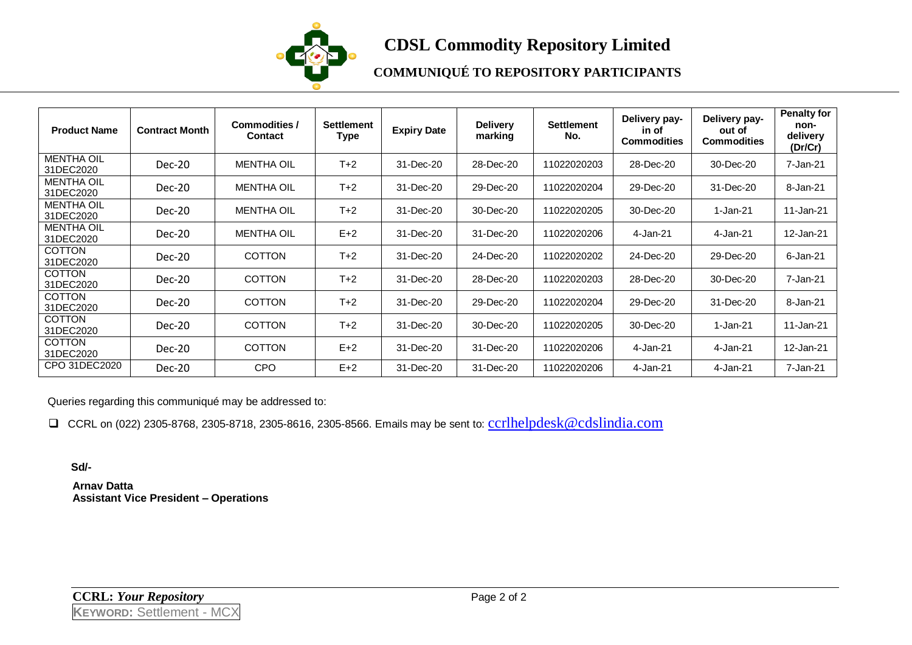# CDSL Commodity Repository Limited

## COMMUNIQUÉ TO REPOSITORY PARTICIPANTS

| Product Name | Contract Month | Commodities / Contact | Settlement Type | Expiry Date | Delivery marking | Settlement No. | Delivery pay-in of Commodities | Delivery pay-out of Commodities | Penalty for non-delivery (Dr/Cr) |
|---|---|---|---|---|---|---|---|---|---|
| MENTHA OIL 31DEC2020 | Dec-20 | MENTHA OIL | T+2 | 31-Dec-20 | 28-Dec-20 | 11022020203 | 28-Dec-20 | 30-Dec-20 | 7-Jan-21 |
| MENTHA OIL 31DEC2020 | Dec-20 | MENTHA OIL | T+2 | 31-Dec-20 | 29-Dec-20 | 11022020204 | 29-Dec-20 | 31-Dec-20 | 8-Jan-21 |
| MENTHA OIL 31DEC2020 | Dec-20 | MENTHA OIL | T+2 | 31-Dec-20 | 30-Dec-20 | 11022020205 | 30-Dec-20 | 1-Jan-21 | 11-Jan-21 |
| MENTHA OIL 31DEC2020 | Dec-20 | MENTHA OIL | E+2 | 31-Dec-20 | 31-Dec-20 | 11022020206 | 4-Jan-21 | 4-Jan-21 | 12-Jan-21 |
| COTTON 31DEC2020 | Dec-20 | COTTON | T+2 | 31-Dec-20 | 24-Dec-20 | 11022020202 | 24-Dec-20 | 29-Dec-20 | 6-Jan-21 |
| COTTON 31DEC2020 | Dec-20 | COTTON | T+2 | 31-Dec-20 | 28-Dec-20 | 11022020203 | 28-Dec-20 | 30-Dec-20 | 7-Jan-21 |
| COTTON 31DEC2020 | Dec-20 | COTTON | T+2 | 31-Dec-20 | 29-Dec-20 | 11022020204 | 29-Dec-20 | 31-Dec-20 | 8-Jan-21 |
| COTTON 31DEC2020 | Dec-20 | COTTON | T+2 | 31-Dec-20 | 30-Dec-20 | 11022020205 | 30-Dec-20 | 1-Jan-21 | 11-Jan-21 |
| COTTON 31DEC2020 | Dec-20 | COTTON | E+2 | 31-Dec-20 | 31-Dec-20 | 11022020206 | 4-Jan-21 | 4-Jan-21 | 12-Jan-21 |
| CPO 31DEC2020 | Dec-20 | CPO | E+2 | 31-Dec-20 | 31-Dec-20 | 11022020206 | 4-Jan-21 | 4-Jan-21 | 7-Jan-21 |

Queries regarding this communiqué may be addressed to:

- CCRL on (022) 2305-8768, 2305-8718, 2305-8616, 2305-8566. Emails may be sent to: ccrlhelpdesk@cdslindia.com

**Sd/-**

**Arnav Datta**
**Assistant Vice President – Operations**

**CCRL:** ***Your Repository***

**KEYWORD:** Settlement - MCX